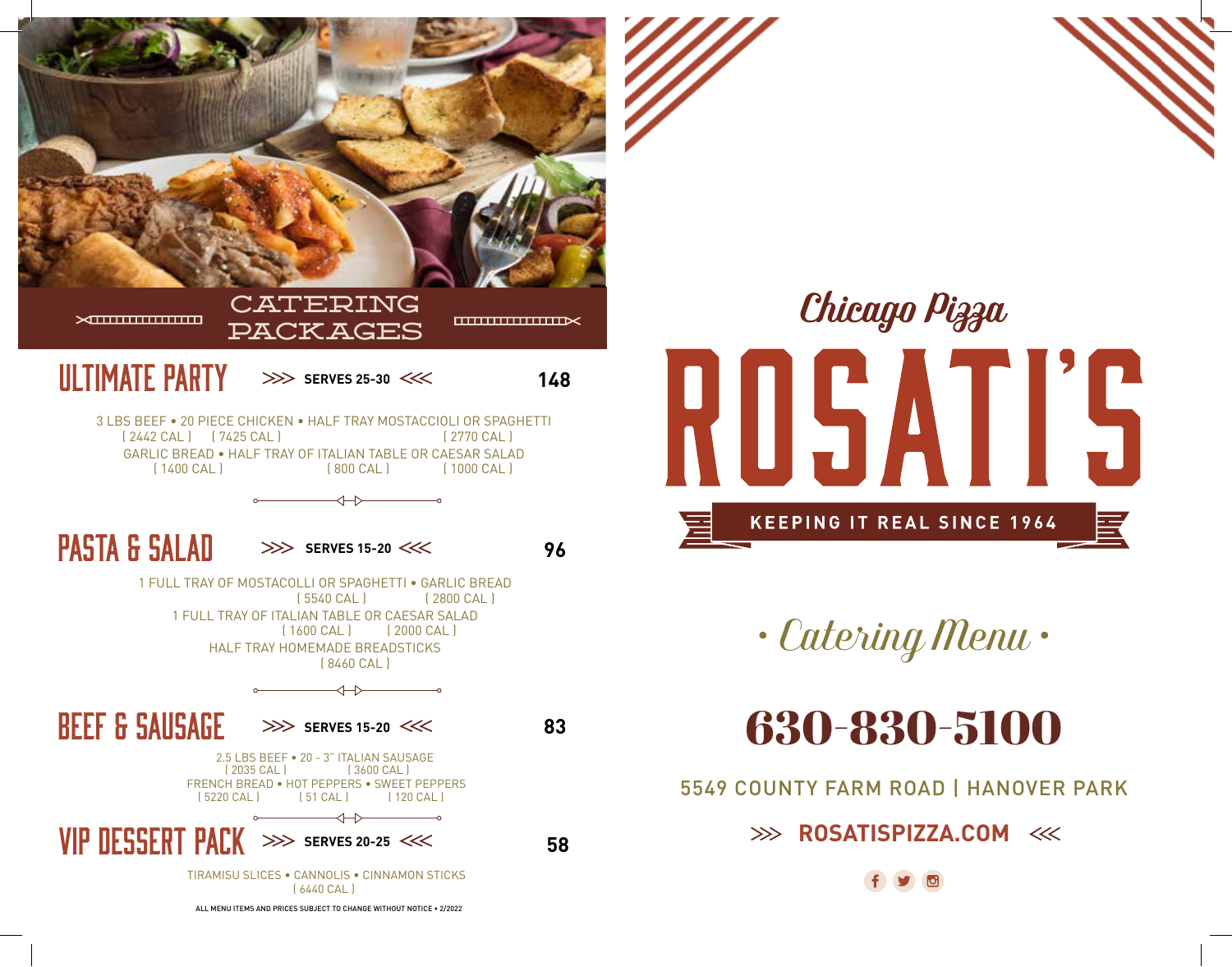## CATERING PACKAGES

### ULTIMATE PARTY

SERVES 25-30 — **148**

3 LBS BEEF ( 2442 CAL ) • 20 PIECE CHICKEN ( 7425 CAL ) • HALF TRAY MOSTACCIOLI OR SPAGHETTI ( 2770 CAL )
GARLIC BREAD ( 1400 CAL ) • HALF TRAY OF ITALIAN TABLE ( 800 CAL ) OR CAESAR SALAD ( 1000 CAL )

### PASTA & SALAD

SERVES 15-20 — **96**

1 FULL TRAY OF MOSTACOLLI OR SPAGHETTI ( 5540 CAL ) • GARLIC BREAD ( 2800 CAL )
1 FULL TRAY OF ITALIAN TABLE ( 1600 CAL ) OR CAESAR SALAD ( 2000 CAL )
HALF TRAY HOMEMADE BREADSTICKS ( 8460 CAL )

### BEEF & SAUSAGE

SERVES 15-20 — **83**

2.5 LBS BEEF ( 2035 CAL ) • 20 - 3" ITALIAN SAUSAGE ( 3600 CAL )
FRENCH BREAD ( 5220 CAL ) • HOT PEPPERS ( 51 CAL ) • SWEET PEPPERS ( 120 CAL )

### VIP DESSERT PACK

SERVES 20-25 — **58**

TIRAMISU SLICES • CANNOLIS • CINNAMON STICKS
( 6440 CAL )

ALL MENU ITEMS AND PRICES SUBJECT TO CHANGE WITHOUT NOTICE • 2/2022

*Chicago Pizza*

# ROSATI'S

**KEEPING IT REAL SINCE 1964**

*• Catering Menu •*

## 630-830-5100

5549 COUNTY FARM ROAD | HANOVER PARK

**ROSATISPIZZA.COM**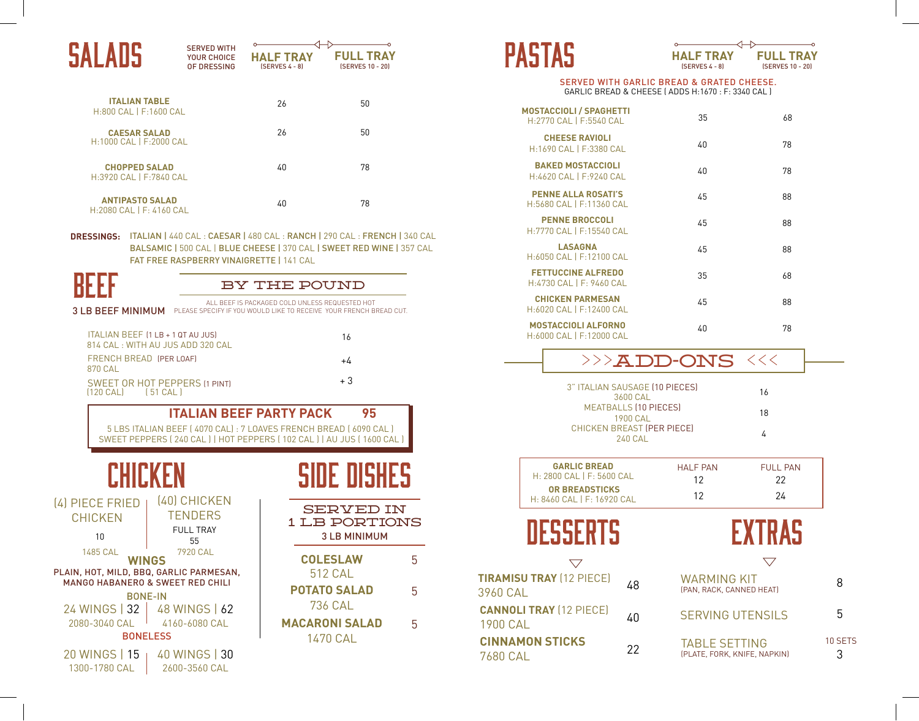# SALADS

SERVED WITH YOUR CHOICE OF DRESSING

| | HALF TRAY (SERVES 4 - 8) | FULL TRAY (SERVES 10 - 20) |
|---|---|---|
| **ITALIAN TABLE** H:800 CAL \| F:1600 CAL | 26 | 50 |
| **CAESAR SALAD** H:1000 CAL \| F:2000 CAL | 26 | 50 |
| **CHOPPED SALAD** H:3920 CAL \| F:7840 CAL | 40 | 78 |
| **ANTIPASTO SALAD** H:2080 CAL \| F: 4160 CAL | 40 | 78 |

**DRESSINGS:** ITALIAN | 440 CAL : CAESAR | 480 CAL : RANCH | 290 CAL : FRENCH | 340 CAL BALSAMIC | 500 CAL | BLUE CHEESE | 370 CAL | SWEET RED WINE | 357 CAL FAT FREE RASPBERRY VINAIGRETTE | 141 CAL

# BEEF

## BY THE POUND

3 LB BEEF MINIMUM

ALL BEEF IS PACKAGED COLD UNLESS REQUESTED HOT
PLEASE SPECIFY IF YOU WOULD LIKE TO RECEIVE YOUR FRENCH BREAD CUT.

| | |
|---|---|
| ITALIAN BEEF (1 LB + 1 QT AU JUS) 814 CAL : WITH AU JUS ADD 320 CAL | 16 |
| FRENCH BREAD (PER LOAF) 870 CAL | +4 |
| SWEET OR HOT PEPPERS (1 PINT) (120 CAL) (51 CAL) | + 3 |

**ITALIAN BEEF PARTY PACK 95**

5 LBS ITALIAN BEEF ( 4070 CAL) : 7 LOAVES FRENCH BREAD ( 6090 CAL ) SWEET PEPPERS ( 240 CAL ) | HOT PEPPERS ( 102 CAL ) | AU JUS ( 1600 CAL )

# CHICKEN

(4) PIECE FRIED CHICKEN
10
1485 CAL

(40) CHICKEN TENDERS
FULL TRAY
55
7920 CAL

**WINGS**

PLAIN, HOT, MILD, BBQ, GARLIC PARMESAN, MANGO HABANERO & SWEET RED CHILI

BONE-IN

24 WINGS | 32 — 2080-3040 CAL
48 WINGS | 62 — 4160-6080 CAL

BONELESS

20 WINGS | 15 — 1300-1780 CAL
40 WINGS | 30 — 2600-3560 CAL

# SIDE DISHES

## SERVED IN 1 LB PORTIONS

3 LB MINIMUM

| | |
|---|---|
| **COLESLAW** 512 CAL | 5 |
| **POTATO SALAD** 736 CAL | 5 |
| **MACARONI SALAD** 1470 CAL | 5 |

# PASTAS

SERVED WITH GARLIC BREAD & GRATED CHEESE.
GARLIC BREAD & CHEESE ( ADDS H:1670 : F: 3340 CAL )

| | HALF TRAY (SERVES 4 - 8) | FULL TRAY (SERVES 10 - 20) |
|---|---|---|
| **MOSTACCIOLI / SPAGHETTI** H:2770 CAL \| F:5540 CAL | 35 | 68 |
| **CHEESE RAVIOLI** H:1690 CAL \| F:3380 CAL | 40 | 78 |
| **BAKED MOSTACCIOLI** H:4620 CAL \| F:9240 CAL | 40 | 78 |
| **PENNE ALLA ROSATI'S** H:5680 CAL \| F:11360 CAL | 45 | 88 |
| **PENNE BROCCOLI** H:7770 CAL \| F:15540 CAL | 45 | 88 |
| **LASAGNA** H:6050 CAL \| F:12100 CAL | 45 | 88 |
| **FETTUCCINE ALFREDO** H:4730 CAL \| F: 9460 CAL | 35 | 68 |
| **CHICKEN PARMESAN** H:6020 CAL \| F:12400 CAL | 45 | 88 |
| **MOSTACCIOLI ALFORNO** H:6000 CAL \| F:12000 CAL | 40 | 78 |

## >>>ADD-ONS <<<

| | |
|---|---|
| 3" ITALIAN SAUSAGE (10 PIECES) 3600 CAL | 16 |
| MEATBALLS (10 PIECES) 1900 CAL | 18 |
| CHICKEN BREAST (PER PIECE) 240 CAL | 4 |

| | HALF PAN | FULL PAN |
|---|---|---|
| **GARLIC BREAD** H: 2800 CAL \| F: 5600 CAL | 12 | 22 |
| **OR BREADSTICKS** H: 8460 CAL \| F: 16920 CAL | 12 | 24 |

# DESSERTS

| | |
|---|---|
| **TIRAMISU TRAY** (12 PIECE) 3960 CAL | 48 |
| **CANNOLI TRAY** (12 PIECE) 1900 CAL | 40 |
| **CINNAMON STICKS** 7680 CAL | 22 |

# EXTRAS

| | |
|---|---|
| WARMING KIT (PAN, RACK, CANNED HEAT) | 8 |
| SERVING UTENSILS | 5 |
| TABLE SETTING (PLATE, FORK, KNIFE, NAPKIN) | 10 SETS 3 |